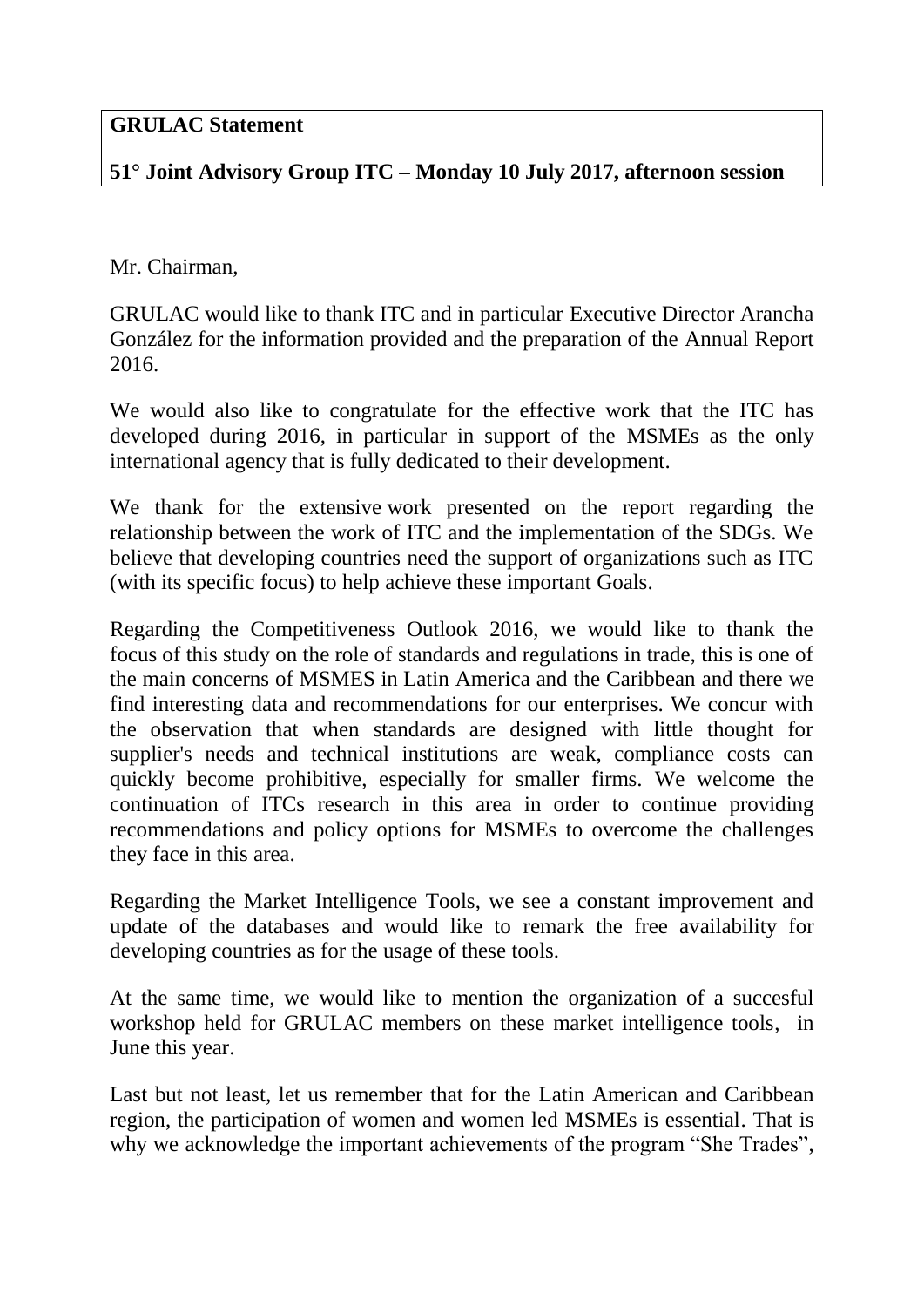**GRULAC Statement**

**51° Joint Advisory Group ITC – Monday 10 July 2017, afternoon session**

Mr. Chairman,

GRULAC would like to thank ITC and in particular Executive Director Arancha González for the information provided and the preparation of the Annual Report 2016.

We would also like to congratulate for the effective work that the ITC has developed during 2016, in particular in support of the MSMEs as the only international agency that is fully dedicated to their development.

We thank for the extensive work presented on the report regarding the relationship between the work of ITC and the implementation of the SDGs. We believe that developing countries need the support of organizations such as ITC (with its specific focus) to help achieve these important Goals.

Regarding the Competitiveness Outlook 2016, we would like to thank the focus of this study on the role of standards and regulations in trade, this is one of the main concerns of MSMES in Latin America and the Caribbean and there we find interesting data and recommendations for our enterprises. We concur with the observation that when standards are designed with little thought for supplier's needs and technical institutions are weak, compliance costs can quickly become prohibitive, especially for smaller firms. We welcome the continuation of ITCs research in this area in order to continue providing recommendations and policy options for MSMEs to overcome the challenges they face in this area.

Regarding the Market Intelligence Tools, we see a constant improvement and update of the databases and would like to remark the free availability for developing countries as for the usage of these tools.

At the same time, we would like to mention the organization of a succesful workshop held for GRULAC members on these market intelligence tools, in June this year.

Last but not least, let us remember that for the Latin American and Caribbean region, the participation of women and women led MSMEs is essential. That is why we acknowledge the important achievements of the program "She Trades",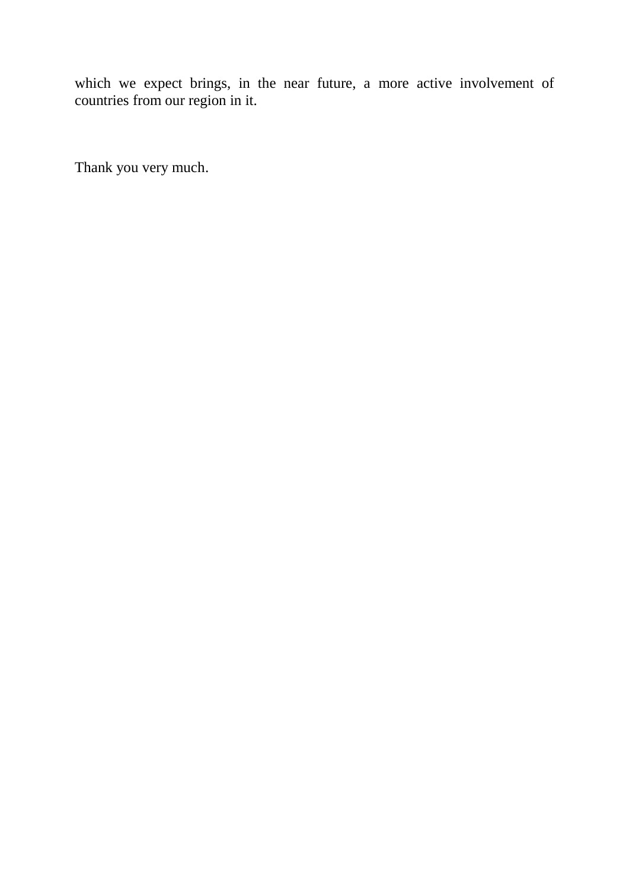which we expect brings, in the near future, a more active involvement of countries from our region in it.

Thank you very much.